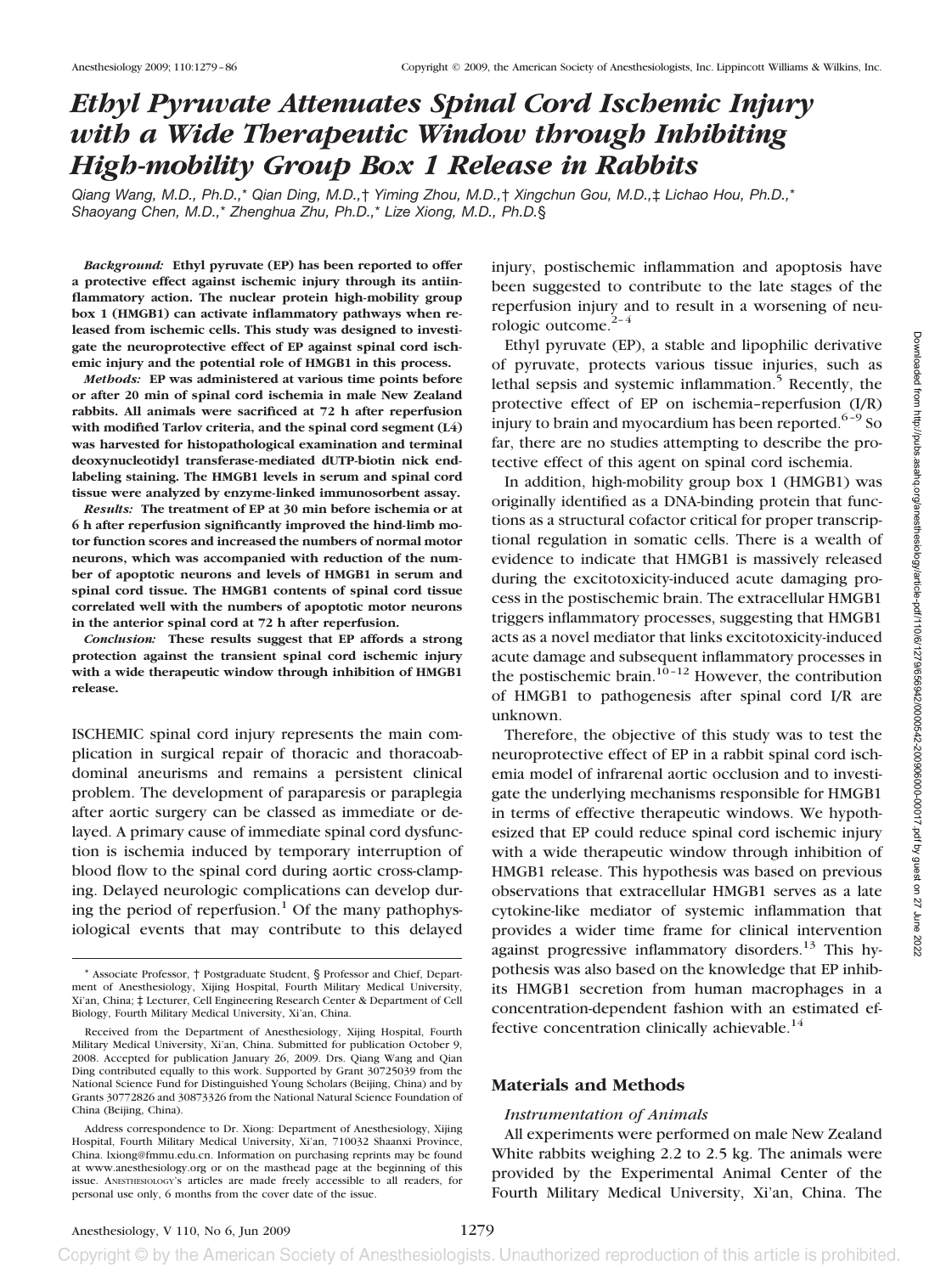# Ethyl Pyruvate Attenuates Spinal Cord Ischemic Injury with a Wide Therapeutic Window through Inhibiting High-mobility Group Box 1 Release in Rabbits

*Qiang Wang, M.D., Ph.D.,\* Qian Ding, M.D.,† Yiming Zhou, M.D.,† Xingchun Gou, M.D.,‡ Lichao Hou, Ph.D.,\* Shaoyang Chen, M.D.,\* Zhenghua Zhu, Ph.D.,\* Lize Xiong, M.D., Ph.D.§*

***Background:*** **Ethyl pyruvate (EP) has been reported to offer a protective effect against ischemic injury through its antiinflammatory action. The nuclear protein high-mobility group box 1 (HMGB1) can activate inflammatory pathways when released from ischemic cells. This study was designed to investigate the neuroprotective effect of EP against spinal cord ischemic injury and the potential role of HMGB1 in this process.**

***Methods:*** **EP was administered at various time points before or after 20 min of spinal cord ischemia in male New Zealand rabbits. All animals were sacrificed at 72 h after reperfusion with modified Tarlov criteria, and the spinal cord segment (L4) was harvested for histopathological examination and terminal deoxynucleotidyl transferase-mediated dUTP-biotin nick end-labeling staining. The HMGB1 levels in serum and spinal cord tissue were analyzed by enzyme-linked immunosorbent assay.**

***Results:*** **The treatment of EP at 30 min before ischemia or at 6 h after reperfusion significantly improved the hind-limb motor function scores and increased the numbers of normal motor neurons, which was accompanied with reduction of the number of apoptotic neurons and levels of HMGB1 in serum and spinal cord tissue. The HMGB1 contents of spinal cord tissue correlated well with the numbers of apoptotic motor neurons in the anterior spinal cord at 72 h after reperfusion.**

***Conclusion:*** **These results suggest that EP affords a strong protection against the transient spinal cord ischemic injury with a wide therapeutic window through inhibition of HMGB1 release.**

ISCHEMIC spinal cord injury represents the main complication in surgical repair of thoracic and thoracoabdominal aneurisms and remains a persistent clinical problem. The development of paraparesis or paraplegia after aortic surgery can be classed as immediate or delayed. A primary cause of immediate spinal cord dysfunction is ischemia induced by temporary interruption of blood flow to the spinal cord during aortic cross-clamping. Delayed neurologic complications can develop during the period of reperfusion.[1] Of the many pathophysiological events that may contribute to this delayed injury, postischemic inflammation and apoptosis have been suggested to contribute to the late stages of the reperfusion injury and to result in a worsening of neurologic outcome.[2–4]

Ethyl pyruvate (EP), a stable and lipophilic derivative of pyruvate, protects various tissue injuries, such as lethal sepsis and systemic inflammation.[5] Recently, the protective effect of EP on ischemia–reperfusion (I/R) injury to brain and myocardium has been reported.[6–9] So far, there are no studies attempting to describe the protective effect of this agent on spinal cord ischemia.

In addition, high-mobility group box 1 (HMGB1) was originally identified as a DNA-binding protein that functions as a structural cofactor critical for proper transcriptional regulation in somatic cells. There is a wealth of evidence to indicate that HMGB1 is massively released during the excitotoxicity-induced acute damaging process in the postischemic brain. The extracellular HMGB1 triggers inflammatory processes, suggesting that HMGB1 acts as a novel mediator that links excitotoxicity-induced acute damage and subsequent inflammatory processes in the postischemic brain.[10–12] However, the contribution of HMGB1 to pathogenesis after spinal cord I/R are unknown.

Therefore, the objective of this study was to test the neuroprotective effect of EP in a rabbit spinal cord ischemia model of infrarenal aortic occlusion and to investigate the underlying mechanisms responsible for HMGB1 in terms of effective therapeutic windows. We hypothesized that EP could reduce spinal cord ischemic injury with a wide therapeutic window through inhibition of HMGB1 release. This hypothesis was based on previous observations that extracellular HMGB1 serves as a late cytokine-like mediator of systemic inflammation that provides a wider time frame for clinical intervention against progressive inflammatory disorders.[13] This hypothesis was also based on the knowledge that EP inhibits HMGB1 secretion from human macrophages in a concentration-dependent fashion with an estimated effective concentration clinically achievable.[14]

## Materials and Methods

### *Instrumentation of Animals*

All experiments were performed on male New Zealand White rabbits weighing 2.2 to 2.5 kg. The animals were provided by the Experimental Animal Center of the Fourth Military Medical University, Xi'an, China. The

\* Associate Professor, † Postgraduate Student, § Professor and Chief, Department of Anesthesiology, Xijing Hospital, Fourth Military Medical University, Xi'an, China; ‡ Lecturer, Cell Engineering Research Center & Department of Cell Biology, Fourth Military Medical University, Xi'an, China.

Received from the Department of Anesthesiology, Xijing Hospital, Fourth Military Medical University, Xi'an, China. Submitted for publication October 9, 2008. Accepted for publication January 26, 2009. Drs. Qiang Wang and Qian Ding contributed equally to this work. Supported by Grant 30725039 from the National Science Fund for Distinguished Young Scholars (Beijing, China) and by Grants 30772826 and 30873326 from the National Natural Science Foundation of China (Beijing, China).

Address correspondence to Dr. Xiong: Department of Anesthesiology, Xijing Hospital, Fourth Military Medical University, Xi'an, 710032 Shaanxi Province, China. lxiong@fmmu.edu.cn. Information on purchasing reprints may be found at www.anesthesiology.org or on the masthead page at the beginning of this issue. ANESTHESIOLOGY's articles are made freely accessible to all readers, for personal use only, 6 months from the cover date of the issue.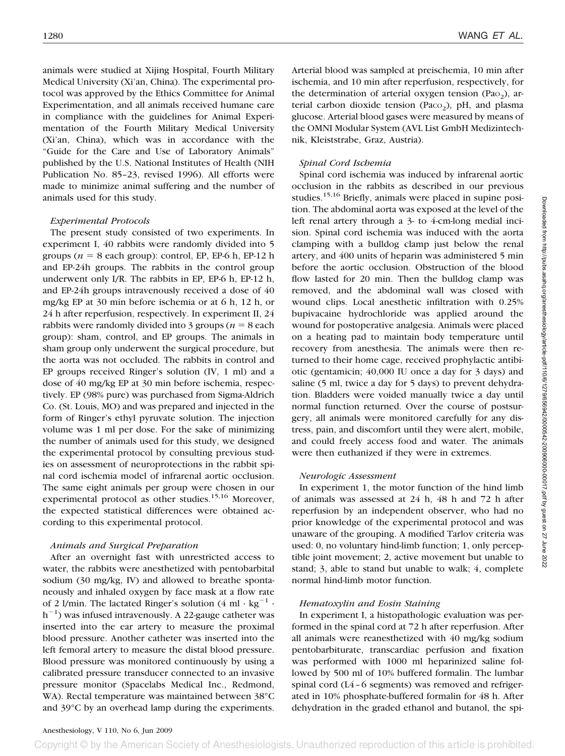animals were studied at Xijing Hospital, Fourth Military Medical University (Xi'an, China). The experimental protocol was approved by the Ethics Committee for Animal Experimentation, and all animals received humane care in compliance with the guidelines for Animal Experimentation of the Fourth Military Medical University (Xi'an, China), which was in accordance with the "Guide for the Care and Use of Laboratory Animals" published by the U.S. National Institutes of Health (NIH Publication No. 85–23, revised 1996). All efforts were made to minimize animal suffering and the number of animals used for this study.

### *Experimental Protocols*

The present study consisted of two experiments. In experiment I, 40 rabbits were randomly divided into 5 groups ($n = 8$ each group): control, EP, EP-6 h, EP-12 h and EP-24h groups. The rabbits in the control group underwent only I/R. The rabbits in EP, EP-6 h, EP-12 h, and EP-24h groups intravenously received a dose of 40 mg/kg EP at 30 min before ischemia or at 6 h, 12 h, or 24 h after reperfusion, respectively. In experiment II, 24 rabbits were randomly divided into 3 groups ($n = 8$ each group): sham, control, and EP groups. The animals in sham group only underwent the surgical procedure, but the aorta was not occluded. The rabbits in control and EP groups received Ringer's solution (IV, 1 ml) and a dose of 40 mg/kg EP at 30 min before ischemia, respectively. EP (98% pure) was purchased from Sigma-Aldrich Co. (St. Louis, MO) and was prepared and injected in the form of Ringer's ethyl pyruvate solution. The injection volume was 1 ml per dose. For the sake of minimizing the number of animals used for this study, we designed the experimental protocol by consulting previous studies on assessment of neuroprotections in the rabbit spinal cord ischemia model of infrarenal aortic occlusion. The same eight animals per group were chosen in our experimental protocol as other studies.[15,16] Moreover, the expected statistical differences were obtained according to this experimental protocol.

### *Animals and Surgical Preparation*

After an overnight fast with unrestricted access to water, the rabbits were anesthetized with pentobarbital sodium (30 mg/kg, IV) and allowed to breathe spontaneously and inhaled oxygen by face mask at a flow rate of 2 l/min. The lactated Ringer's solution ($4\ \text{ml} \cdot \text{kg}^{-1} \cdot \text{h}^{-1}$) was infused intravenously. A 22-gauge catheter was inserted into the ear artery to measure the proximal blood pressure. Another catheter was inserted into the left femoral artery to measure the distal blood pressure. Blood pressure was monitored continuously by using a calibrated pressure transducer connected to an invasive pressure monitor (Spacelabs Medical Inc., Redmond, WA). Rectal temperature was maintained between 38°C and 39°C by an overhead lamp during the experiments. Arterial blood was sampled at preischemia, 10 min after ischemia, and 10 min after reperfusion, respectively, for the determination of arterial oxygen tension ($Pa_{O_2}$), arterial carbon dioxide tension ($Pa_{CO_2}$), pH, and plasma glucose. Arterial blood gases were measured by means of the OMNI Modular System (AVL List GmbH Medizintechnik, Kleiststrabe, Graz, Austria).

### *Spinal Cord Ischemia*

Spinal cord ischemia was induced by infrarenal aortic occlusion in the rabbits as described in our previous studies.[15,16] Briefly, animals were placed in supine position. The abdominal aorta was exposed at the level of the left renal artery through a 3- to 4-cm-long medial incision. Spinal cord ischemia was induced with the aorta clamping with a bulldog clamp just below the renal artery, and 400 units of heparin was administered 5 min before the aortic occlusion. Obstruction of the blood flow lasted for 20 min. Then the bulldog clamp was removed, and the abdominal wall was closed with wound clips. Local anesthetic infiltration with 0.25% bupivacaine hydrochloride was applied around the wound for postoperative analgesia. Animals were placed on a heating pad to maintain body temperature until recovery from anesthesia. The animals were then returned to their home cage, received prophylactic antibiotic (gentamicin; 40,000 IU once a day for 3 days) and saline (5 ml, twice a day for 5 days) to prevent dehydration. Bladders were voided manually twice a day until normal function returned. Over the course of postsurgery, all animals were monitored carefully for any distress, pain, and discomfort until they were alert, mobile, and could freely access food and water. The animals were then euthanized if they were in extremes.

### *Neurologic Assessment*

In experiment 1, the motor function of the hind limb of animals was assessed at 24 h, 48 h and 72 h after reperfusion by an independent observer, who had no prior knowledge of the experimental protocol and was unaware of the grouping. A modified Tarlov criteria was used: 0, no voluntary hind-limb function; 1, only perceptible joint movement; 2, active movement but unable to stand; 3, able to stand but unable to walk; 4, complete normal hind-limb motor function.

### *Hematoxylin and Eosin Staining*

In experiment I, a histopathologic evaluation was performed in the spinal cord at 72 h after reperfusion. After all animals were reanesthetized with 40 mg/kg sodium pentobarbiturate, transcardiac perfusion and fixation was performed with 1000 ml heparinized saline followed by 500 ml of 10% buffered formalin. The lumbar spinal cord (L4–6 segments) was removed and refrigerated in 10% phosphate-buffered formalin for 48 h. After dehydration in the graded ethanol and butanol, the spi-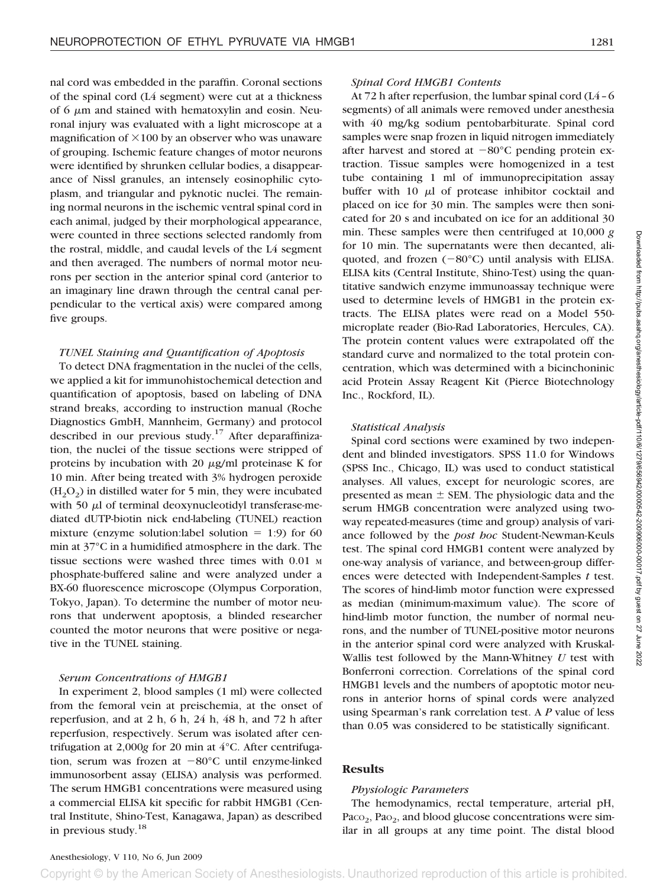nal cord was embedded in the paraffin. Coronal sections of the spinal cord (L4 segment) were cut at a thickness of 6 μm and stained with hematoxylin and eosin. Neuronal injury was evaluated with a light microscope at a magnification of ×100 by an observer who was unaware of grouping. Ischemic feature changes of motor neurons were identified by shrunken cellular bodies, a disappearance of Nissl granules, an intensely eosinophilic cytoplasm, and triangular and pyknotic nuclei. The remaining normal neurons in the ischemic ventral spinal cord in each animal, judged by their morphological appearance, were counted in three sections selected randomly from the rostral, middle, and caudal levels of the L4 segment and then averaged. The numbers of normal motor neurons per section in the anterior spinal cord (anterior to an imaginary line drawn through the central canal perpendicular to the vertical axis) were compared among five groups.

### *TUNEL Staining and Quantification of Apoptosis*

To detect DNA fragmentation in the nuclei of the cells, we applied a kit for immunohistochemical detection and quantification of apoptosis, based on labeling of DNA strand breaks, according to instruction manual (Roche Diagnostics GmbH, Mannheim, Germany) and protocol described in our previous study.[17] After deparaffinization, the nuclei of the tissue sections were stripped of proteins by incubation with 20 μg/ml proteinase K for 10 min. After being treated with 3% hydrogen peroxide ($H_2O_2$) in distilled water for 5 min, they were incubated with 50 μl of terminal deoxynucleotidyl transferase-mediated dUTP-biotin nick end-labeling (TUNEL) reaction mixture (enzyme solution:label solution = 1:9) for 60 min at 37°C in a humidified atmosphere in the dark. The tissue sections were washed three times with 0.01 M phosphate-buffered saline and were analyzed under a BX-60 fluorescence microscope (Olympus Corporation, Tokyo, Japan). To determine the number of motor neurons that underwent apoptosis, a blinded researcher counted the motor neurons that were positive or negative in the TUNEL staining.

### *Serum Concentrations of HMGB1*

In experiment 2, blood samples (1 ml) were collected from the femoral vein at preischemia, at the onset of reperfusion, and at 2 h, 6 h, 24 h, 48 h, and 72 h after reperfusion, respectively. Serum was isolated after centrifugation at 2,000*g* for 20 min at 4°C. After centrifugation, serum was frozen at −80°C until enzyme-linked immunosorbent assay (ELISA) analysis was performed. The serum HMGB1 concentrations were measured using a commercial ELISA kit specific for rabbit HMGB1 (Central Institute, Shino-Test, Kanagawa, Japan) as described in previous study.[18]

### *Spinal Cord HMGB1 Contents*

At 72 h after reperfusion, the lumbar spinal cord (L4–6 segments) of all animals were removed under anesthesia with 40 mg/kg sodium pentobarbiturate. Spinal cord samples were snap frozen in liquid nitrogen immediately after harvest and stored at −80°C pending protein extraction. Tissue samples were homogenized in a test tube containing 1 ml of immunoprecipitation assay buffer with 10 μl of protease inhibitor cocktail and placed on ice for 30 min. The samples were then sonicated for 20 s and incubated on ice for an additional 30 min. These samples were then centrifuged at 10,000 *g* for 10 min. The supernatants were then decanted, aliquoted, and frozen (−80°C) until analysis with ELISA. ELISA kits (Central Institute, Shino-Test) using the quantitative sandwich enzyme immunoassay technique were used to determine levels of HMGB1 in the protein extracts. The ELISA plates were read on a Model 550-microplate reader (Bio-Rad Laboratories, Hercules, CA). The protein content values were extrapolated off the standard curve and normalized to the total protein concentration, which was determined with a bicinchoninic acid Protein Assay Reagent Kit (Pierce Biotechnology Inc., Rockford, IL).

### *Statistical Analysis*

Spinal cord sections were examined by two independent and blinded investigators. SPSS 11.0 for Windows (SPSS Inc., Chicago, IL) was used to conduct statistical analyses. All values, except for neurologic scores, are presented as mean ± SEM. The physiologic data and the serum HMGB concentration were analyzed using two-way repeated-measures (time and group) analysis of variance followed by the *post hoc* Student-Newman-Keuls test. The spinal cord HMGB1 content were analyzed by one-way analysis of variance, and between-group differences were detected with Independent-Samples *t* test. The scores of hind-limb motor function were expressed as median (minimum-maximum value). The score of hind-limb motor function, the number of normal neurons, and the number of TUNEL-positive motor neurons in the anterior spinal cord were analyzed with Kruskal-Wallis test followed by the Mann-Whitney *U* test with Bonferroni correction. Correlations of the spinal cord HMGB1 levels and the numbers of apoptotic motor neurons in anterior horns of spinal cords were analyzed using Spearman's rank correlation test. A *P* value of less than 0.05 was considered to be statistically significant.

## Results

### *Physiologic Parameters*

The hemodynamics, rectal temperature, arterial pH, $Pa_{CO_2}$, $Pa_{O_2}$, and blood glucose concentrations were similar in all groups at any time point. The distal blood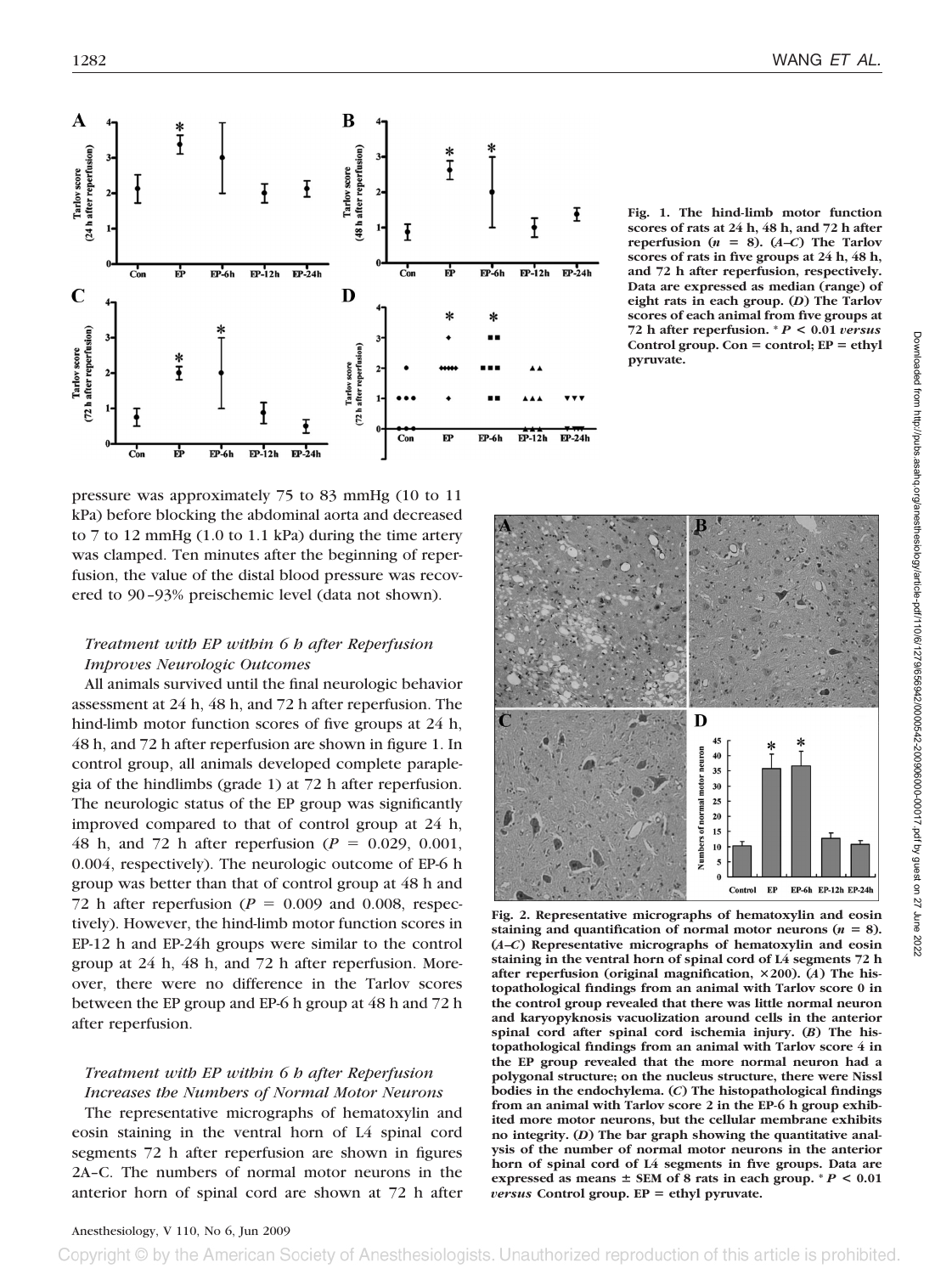**Fig. 1. The hind-limb motor function scores of rats at 24 h, 48 h, and 72 h after reperfusion ($n$ = 8). (*A–C*) The Tarlov scores of rats in five groups at 24 h, 48 h, and 72 h after reperfusion, respectively. Data are expressed as median (range) of eight rats in each group. (*D*) The Tarlov scores of each animal from five groups at 72 h after reperfusion. * $P$ < 0.01 *versus* Control group. Con = control; EP = ethyl pyruvate.**

pressure was approximately 75 to 83 mmHg (10 to 11 kPa) before blocking the abdominal aorta and decreased to 7 to 12 mmHg (1.0 to 1.1 kPa) during the time artery was clamped. Ten minutes after the beginning of reperfusion, the value of the distal blood pressure was recovered to 90–93% preischemic level (data not shown).

### *Treatment with EP within 6 h after Reperfusion Improves Neurologic Outcomes*

All animals survived until the final neurologic behavior assessment at 24 h, 48 h, and 72 h after reperfusion. The hind-limb motor function scores of five groups at 24 h, 48 h, and 72 h after reperfusion are shown in figure 1. In control group, all animals developed complete paraplegia of the hindlimbs (grade 1) at 72 h after reperfusion. The neurologic status of the EP group was significantly improved compared to that of control group at 24 h, 48 h, and 72 h after reperfusion ($P$ = 0.029, 0.001, 0.004, respectively). The neurologic outcome of EP-6 h group was better than that of control group at 48 h and 72 h after reperfusion ($P$ = 0.009 and 0.008, respectively). However, the hind-limb motor function scores in EP-12 h and EP-24h groups were similar to the control group at 24 h, 48 h, and 72 h after reperfusion. Moreover, there were no difference in the Tarlov scores between the EP group and EP-6 h group at 48 h and 72 h after reperfusion.

### *Treatment with EP within 6 h after Reperfusion Increases the Numbers of Normal Motor Neurons*

The representative micrographs of hematoxylin and eosin staining in the ventral horn of L4 spinal cord segments 72 h after reperfusion are shown in figures 2A–C. The numbers of normal motor neurons in the anterior horn of spinal cord are shown at 72 h after

**Fig. 2. Representative micrographs of hematoxylin and eosin staining and quantification of normal motor neurons ($n$ = 8). (*A–C*) Representative micrographs of hematoxylin and eosin staining in the ventral horn of spinal cord of L4 segments 72 h after reperfusion (original magnification, ×200). (*A*) The histopathological findings from an animal with Tarlov score 0 in the control group revealed that there was little normal neuron and karyopyknosis vacuolization around cells in the anterior spinal cord after spinal cord ischemia injury. (*B*) The histopathological findings from an animal with Tarlov score 4 in the EP group revealed that the more normal neuron had a polygonal structure; on the nucleus structure, there were Nissl bodies in the endochylema. (*C*) The histopathological findings from an animal with Tarlov score 2 in the EP-6 h group exhibited more motor neurons, but the cellular membrane exhibits no integrity. (*D*) The bar graph showing the quantitative analysis of the number of normal motor neurons in the anterior horn of spinal cord of L4 segments in five groups. Data are expressed as means ± SEM of 8 rats in each group. * $P$ < 0.01 *versus* Control group. EP = ethyl pyruvate.**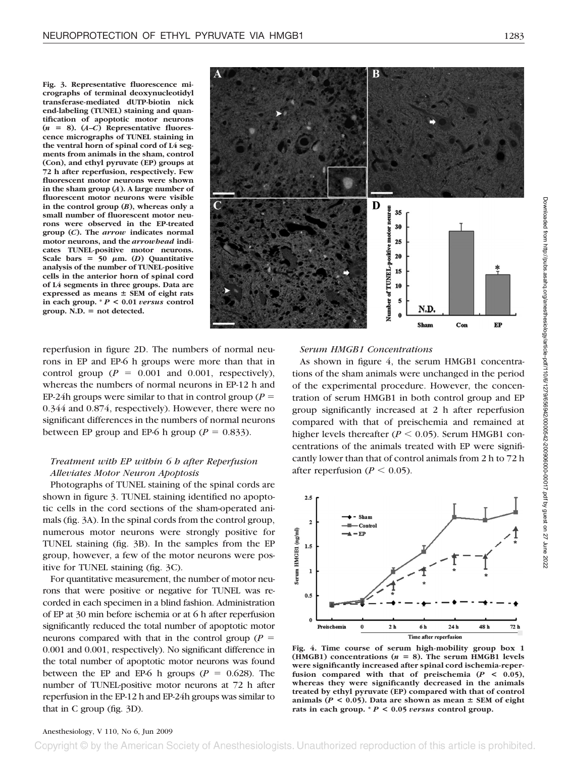**Fig. 3. Representative fluorescence micrographs of terminal deoxynucleotidyl transferase-mediated dUTP-biotin nick end-labeling (TUNEL) staining and quantification of apoptotic motor neurons ($n$ = 8). (*A–C*) Representative fluorescence micrographs of TUNEL staining in the ventral horn of spinal cord of L4 segments from animals in the sham, control (Con), and ethyl pyruvate (EP) groups at 72 h after reperfusion, respectively. Few fluorescent motor neurons were shown in the sham group (*A*). A large number of fluorescent motor neurons were visible in the control group (*B*), whereas only a small number of fluorescent motor neurons were observed in the EP-treated group (*C*). The *arrow* indicates normal motor neurons, and the *arrowhead* indicates TUNEL-positive motor neurons. Scale bars = 50 μm. (*D*) Quantitative analysis of the number of TUNEL-positive cells in the anterior horn of spinal cord of L4 segments in three groups. Data are expressed as means ± SEM of eight rats in each group. * $P < 0.01$ *versus* control group. N.D. = not detected.**

reperfusion in figure 2D. The numbers of normal neurons in EP and EP-6 h groups were more than that in control group ($P$ = 0.001 and 0.001, respectively), whereas the numbers of normal neurons in EP-12 h and EP-24h groups were similar to that in control group ($P$ = 0.344 and 0.874, respectively). However, there were no significant differences in the numbers of normal neurons between EP group and EP-6 h group ($P$ = 0.833).

### *Treatment with EP within 6 h after Reperfusion Alleviates Motor Neuron Apoptosis*

Photographs of TUNEL staining of the spinal cords are shown in figure 3. TUNEL staining identified no apoptotic cells in the cord sections of the sham-operated animals (fig. 3A). In the spinal cords from the control group, numerous motor neurons were strongly positive for TUNEL staining (fig. 3B). In the samples from the EP group, however, a few of the motor neurons were positive for TUNEL staining (fig. 3C).

For quantitative measurement, the number of motor neurons that were positive or negative for TUNEL was recorded in each specimen in a blind fashion. Administration of EP at 30 min before ischemia or at 6 h after reperfusion significantly reduced the total number of apoptotic motor neurons compared with that in the control group ($P$ = 0.001 and 0.001, respectively). No significant difference in the total number of apoptotic motor neurons was found between the EP and EP-6 h groups ($P$ = 0.628). The number of TUNEL-positive motor neurons at 72 h after reperfusion in the EP-12 h and EP-24h groups was similar to that in C group (fig. 3D).

### *Serum HMGB1 Concentrations*

As shown in figure 4, the serum HMGB1 concentrations of the sham animals were unchanged in the period of the experimental procedure. However, the concentration of serum HMGB1 in both control group and EP group significantly increased at 2 h after reperfusion compared with that of preischemia and remained at higher levels thereafter ($P < 0.05$). Serum HMGB1 concentrations of the animals treated with EP were significantly lower than that of control animals from 2 h to 72 h after reperfusion ($P < 0.05$).

**Fig. 4. Time course of serum high-mobility group box 1 (HMGB1) concentrations ($n$ = 8). The serum HMGB1 levels were significantly increased after spinal cord ischemia-reperfusion compared with that of preischemia ($P < 0.05$), whereas they were significantly decreased in the animals treated by ethyl pyruvate (EP) compared with that of control animals ($P < 0.05$). Data are shown as mean ± SEM of eight rats in each group. * $P < 0.05$ *versus* control group.**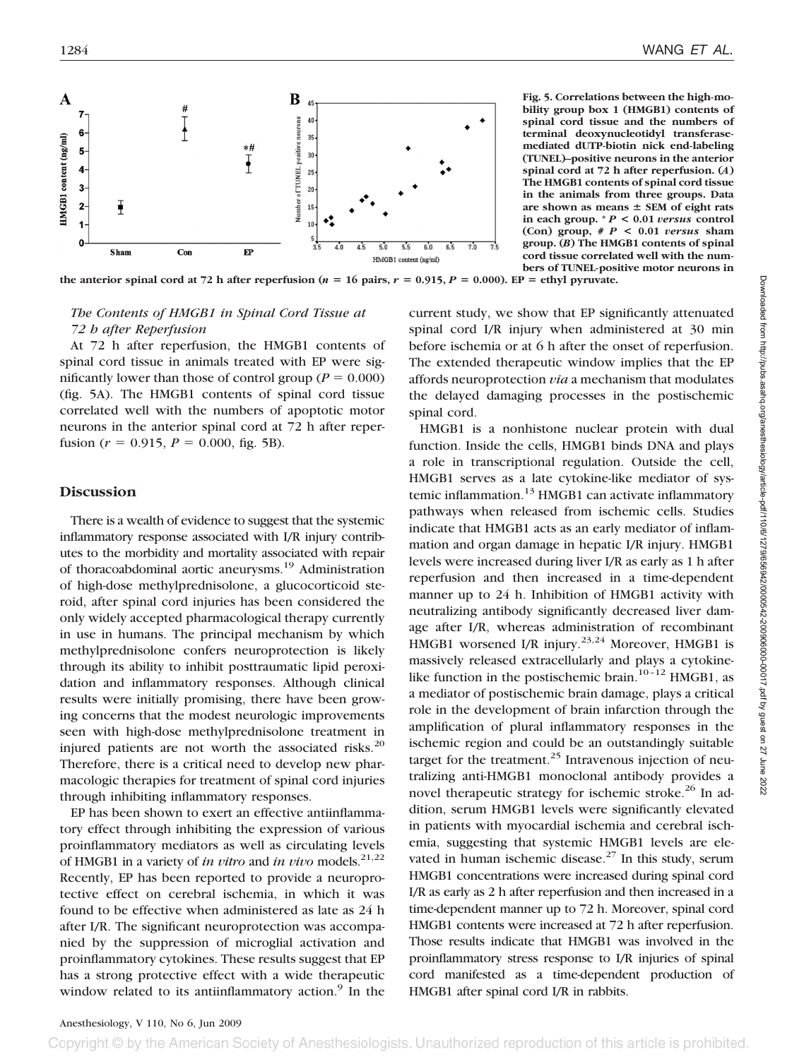**Fig. 5. Correlations between the high-mobility group box 1 (HMGB1) contents of spinal cord tissue and the numbers of terminal deoxynucleotidyl transferase-mediated dUTP-biotin nick end-labeling (TUNEL)–positive neurons in the anterior spinal cord at 72 h after reperfusion. (*A*) The HMGB1 contents of spinal cord tissue in the animals from three groups. Data are shown as means ± SEM of eight rats in each group. * *P* < 0.01 *versus* control (Con) group, # *P* < 0.01 *versus* sham group. (*B*) The HMGB1 contents of spinal cord tissue correlated well with the numbers of TUNEL-positive motor neurons in the anterior spinal cord at 72 h after reperfusion ($n$ = 16 pairs, $r$ = 0.915, $P$ = 0.000). EP = ethyl pyruvate.**

### *The Contents of HMGB1 in Spinal Cord Tissue at 72 h after Reperfusion*

At 72 h after reperfusion, the HMGB1 contents of spinal cord tissue in animals treated with EP were significantly lower than those of control group ($P = 0.000$) (fig. 5A). The HMGB1 contents of spinal cord tissue correlated well with the numbers of apoptotic motor neurons in the anterior spinal cord at 72 h after reperfusion ($r = 0.915$, $P = 0.000$, fig. 5B).

## Discussion

There is a wealth of evidence to suggest that the systemic inflammatory response associated with I/R injury contributes to the morbidity and mortality associated with repair of thoracoabdominal aortic aneurysms.[19] Administration of high-dose methylprednisolone, a glucocorticoid steroid, after spinal cord injuries has been considered the only widely accepted pharmacological therapy currently in use in humans. The principal mechanism by which methylprednisolone confers neuroprotection is likely through its ability to inhibit posttraumatic lipid peroxidation and inflammatory responses. Although clinical results were initially promising, there have been growing concerns that the modest neurologic improvements seen with high-dose methylprednisolone treatment in injured patients are not worth the associated risks.[20] Therefore, there is a critical need to develop new pharmacologic therapies for treatment of spinal cord injuries through inhibiting inflammatory responses.

EP has been shown to exert an effective antiinflammatory effect through inhibiting the expression of various proinflammatory mediators as well as circulating levels of HMGB1 in a variety of *in vitro* and *in vivo* models.[21,22] Recently, EP has been reported to provide a neuroprotective effect on cerebral ischemia, in which it was found to be effective when administered as late as 24 h after I/R. The significant neuroprotection was accompanied by the suppression of microglial activation and proinflammatory cytokines. These results suggest that EP has a strong protective effect with a wide therapeutic window related to its antiinflammatory action.[9] In the current study, we show that EP significantly attenuated spinal cord I/R injury when administered at 30 min before ischemia or at 6 h after the onset of reperfusion. The extended therapeutic window implies that the EP affords neuroprotection *via* a mechanism that modulates the delayed damaging processes in the postischemic spinal cord.

HMGB1 is a nonhistone nuclear protein with dual function. Inside the cells, HMGB1 binds DNA and plays a role in transcriptional regulation. Outside the cell, HMGB1 serves as a late cytokine-like mediator of systemic inflammation.[13] HMGB1 can activate inflammatory pathways when released from ischemic cells. Studies indicate that HMGB1 acts as an early mediator of inflammation and organ damage in hepatic I/R injury. HMGB1 levels were increased during liver I/R as early as 1 h after reperfusion and then increased in a time-dependent manner up to 24 h. Inhibition of HMGB1 activity with neutralizing antibody significantly decreased liver damage after I/R, whereas administration of recombinant HMGB1 worsened I/R injury.[23,24] Moreover, HMGB1 is massively released extracellularly and plays a cytokine-like function in the postischemic brain.[10–12] HMGB1, as a mediator of postischemic brain damage, plays a critical role in the development of brain infarction through the amplification of plural inflammatory responses in the ischemic region and could be an outstandingly suitable target for the treatment.[25] Intravenous injection of neutralizing anti-HMGB1 monoclonal antibody provides a novel therapeutic strategy for ischemic stroke.[26] In addition, serum HMGB1 levels were significantly elevated in patients with myocardial ischemia and cerebral ischemia, suggesting that systemic HMGB1 levels are elevated in human ischemic disease.[27] In this study, serum HMGB1 concentrations were increased during spinal cord I/R as early as 2 h after reperfusion and then increased in a time-dependent manner up to 72 h. Moreover, spinal cord HMGB1 contents were increased at 72 h after reperfusion. Those results indicate that HMGB1 was involved in the proinflammatory stress response to I/R injuries of spinal cord manifested as a time-dependent production of HMGB1 after spinal cord I/R in rabbits.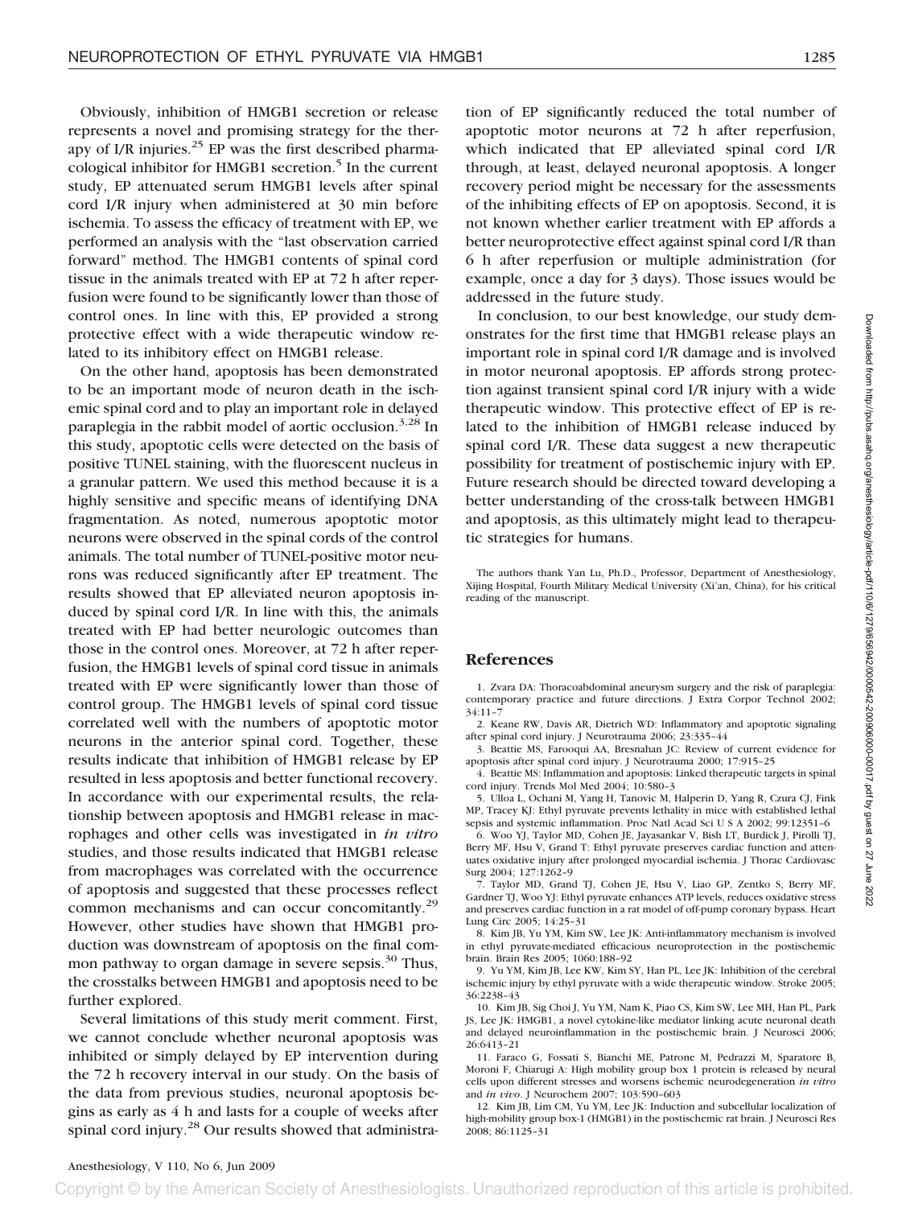Obviously, inhibition of HMGB1 secretion or release represents a novel and promising strategy for the therapy of I/R injuries.[25] EP was the first described pharmacological inhibitor for HMGB1 secretion.[5] In the current study, EP attenuated serum HMGB1 levels after spinal cord I/R injury when administered at 30 min before ischemia. To assess the efficacy of treatment with EP, we performed an analysis with the "last observation carried forward" method. The HMGB1 contents of spinal cord tissue in the animals treated with EP at 72 h after reperfusion were found to be significantly lower than those of control ones. In line with this, EP provided a strong protective effect with a wide therapeutic window related to its inhibitory effect on HMGB1 release.

On the other hand, apoptosis has been demonstrated to be an important mode of neuron death in the ischemic spinal cord and to play an important role in delayed paraplegia in the rabbit model of aortic occlusion.[3,28] In this study, apoptotic cells were detected on the basis of positive TUNEL staining, with the fluorescent nucleus in a granular pattern. We used this method because it is a highly sensitive and specific means of identifying DNA fragmentation. As noted, numerous apoptotic motor neurons were observed in the spinal cords of the control animals. The total number of TUNEL-positive motor neurons was reduced significantly after EP treatment. The results showed that EP alleviated neuron apoptosis induced by spinal cord I/R. In line with this, the animals treated with EP had better neurologic outcomes than those in the control ones. Moreover, at 72 h after reperfusion, the HMGB1 levels of spinal cord tissue in animals treated with EP were significantly lower than those of control group. The HMGB1 levels of spinal cord tissue correlated well with the numbers of apoptotic motor neurons in the anterior spinal cord. Together, these results indicate that inhibition of HMGB1 release by EP resulted in less apoptosis and better functional recovery. In accordance with our experimental results, the relationship between apoptosis and HMGB1 release in macrophages and other cells was investigated in *in vitro* studies, and those results indicated that HMGB1 release from macrophages was correlated with the occurrence of apoptosis and suggested that these processes reflect common mechanisms and can occur concomitantly.[29] However, other studies have shown that HMGB1 production was downstream of apoptosis on the final common pathway to organ damage in severe sepsis.[30] Thus, the crosstalks between HMGB1 and apoptosis need to be further explored.

Several limitations of this study merit comment. First, we cannot conclude whether neuronal apoptosis was inhibited or simply delayed by EP intervention during the 72 h recovery interval in our study. On the basis of the data from previous studies, neuronal apoptosis begins as early as 4 h and lasts for a couple of weeks after spinal cord injury.[28] Our results showed that administration of EP significantly reduced the total number of apoptotic motor neurons at 72 h after reperfusion, which indicated that EP alleviated spinal cord I/R through, at least, delayed neuronal apoptosis. A longer recovery period might be necessary for the assessments of the inhibiting effects of EP on apoptosis. Second, it is not known whether earlier treatment with EP affords a better neuroprotective effect against spinal cord I/R than 6 h after reperfusion or multiple administration (for example, once a day for 3 days). Those issues would be addressed in the future study.

In conclusion, to our best knowledge, our study demonstrates for the first time that HMGB1 release plays an important role in spinal cord I/R damage and is involved in motor neuronal apoptosis. EP affords strong protection against transient spinal cord I/R injury with a wide therapeutic window. This protective effect of EP is related to the inhibition of HMGB1 release induced by spinal cord I/R. These data suggest a new therapeutic possibility for treatment of postischemic injury with EP. Future research should be directed toward developing a better understanding of the cross-talk between HMGB1 and apoptosis, as this ultimately might lead to therapeutic strategies for humans.

The authors thank Yan Lu, Ph.D., Professor, Department of Anesthesiology, Xijing Hospital, Fourth Military Medical University (Xi'an, China), for his critical reading of the manuscript.

## References

1. Zvara DA: Thoracoabdominal aneurysm surgery and the risk of paraplegia: contemporary practice and future directions. J Extra Corpor Technol 2002; 34:11–7
2. Keane RW, Davis AR, Dietrich WD: Inflammatory and apoptotic signaling after spinal cord injury. J Neurotrauma 2006; 23:335–44
3. Beattie MS, Farooqui AA, Bresnahan JC: Review of current evidence for apoptosis after spinal cord injury. J Neurotrauma 2000; 17:915–25
4. Beattie MS: Inflammation and apoptosis: Linked therapeutic targets in spinal cord injury. Trends Mol Med 2004; 10:580–3
5. Ulloa L, Ochani M, Yang H, Tanovic M, Halperin D, Yang R, Czura CJ, Fink MP, Tracey KJ: Ethyl pyruvate prevents lethality in mice with established lethal sepsis and systemic inflammation. Proc Natl Acad Sci U S A 2002; 99:12351–6
6. Woo YJ, Taylor MD, Cohen JE, Jayasankar V, Bish LT, Burdick J, Pirolli TJ, Berry MF, Hsu V, Grand T: Ethyl pyruvate preserves cardiac function and attenuates oxidative injury after prolonged myocardial ischemia. J Thorac Cardiovasc Surg 2004; 127:1262–9
7. Taylor MD, Grand TJ, Cohen JE, Hsu V, Liao GP, Zentko S, Berry MF, Gardner TJ, Woo YJ: Ethyl pyruvate enhances ATP levels, reduces oxidative stress and preserves cardiac function in a rat model of off-pump coronary bypass. Heart Lung Circ 2005; 14:25–31
8. Kim JB, Yu YM, Kim SW, Lee JK: Anti-inflammatory mechanism is involved in ethyl pyruvate-mediated efficacious neuroprotection in the postischemic brain. Brain Res 2005; 1060:188–92
9. Yu YM, Kim JB, Lee KW, Kim SY, Han PL, Lee JK: Inhibition of the cerebral ischemic injury by ethyl pyruvate with a wide therapeutic window. Stroke 2005; 36:2238–43
10. Kim JB, Sig Choi J, Yu YM, Nam K, Piao CS, Kim SW, Lee MH, Han PL, Park JS, Lee JK: HMGB1, a novel cytokine-like mediator linking acute neuronal death and delayed neuroinflammation in the postischemic brain. J Neurosci 2006; 26:6413–21
11. Faraco G, Fossati S, Bianchi ME, Patrone M, Pedrazzi M, Sparatore B, Moroni F, Chiarugi A: High mobility group box 1 protein is released by neural cells upon different stresses and worsens ischemic neurodegeneration *in vitro* and *in vivo*. J Neurochem 2007; 103:590–603
12. Kim JB, Lim CM, Yu YM, Lee JK: Induction and subcellular localization of high-mobility group box-1 (HMGB1) in the postischemic rat brain. J Neurosci Res 2008; 86:1125–31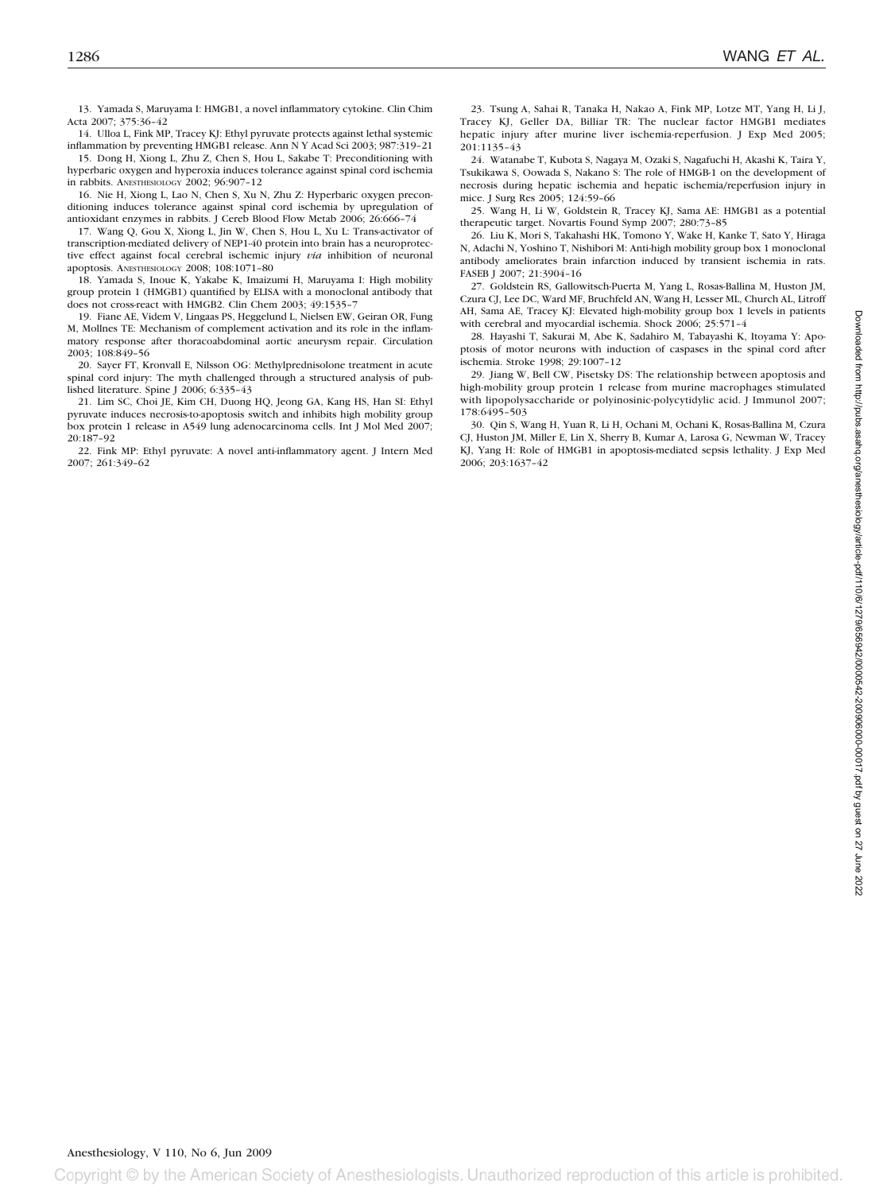13. Yamada S, Maruyama I: HMGB1, a novel inflammatory cytokine. Clin Chim Acta 2007; 375:36–42

14. Ulloa L, Fink MP, Tracey KJ: Ethyl pyruvate protects against lethal systemic inflammation by preventing HMGB1 release. Ann N Y Acad Sci 2003; 987:319–21

15. Dong H, Xiong L, Zhu Z, Chen S, Hou L, Sakabe T: Preconditioning with hyperbaric oxygen and hyperoxia induces tolerance against spinal cord ischemia in rabbits. ANESTHESIOLOGY 2002; 96:907–12

16. Nie H, Xiong L, Lao N, Chen S, Xu N, Zhu Z: Hyperbaric oxygen preconditioning induces tolerance against spinal cord ischemia by upregulation of antioxidant enzymes in rabbits. J Cereb Blood Flow Metab 2006; 26:666–74

17. Wang Q, Gou X, Xiong L, Jin W, Chen S, Hou L, Xu L: Trans-activator of transcription-mediated delivery of NEP1-40 protein into brain has a neuroprotective effect against focal cerebral ischemic injury *via* inhibition of neuronal apoptosis. ANESTHESIOLOGY 2008; 108:1071–80

18. Yamada S, Inoue K, Yakabe K, Imaizumi H, Maruyama I: High mobility group protein 1 (HMGB1) quantified by ELISA with a monoclonal antibody that does not cross-react with HMGB2. Clin Chem 2003; 49:1535–7

19. Fiane AE, Videm V, Lingaas PS, Heggelund L, Nielsen EW, Geiran OR, Fung M, Mollnes TE: Mechanism of complement activation and its role in the inflammatory response after thoracoabdominal aortic aneurysm repair. Circulation 2003; 108:849–56

20. Sayer FT, Kronvall E, Nilsson OG: Methylprednisolone treatment in acute spinal cord injury: The myth challenged through a structured analysis of published literature. Spine J 2006; 6:335–43

21. Lim SC, Choi JE, Kim CH, Duong HQ, Jeong GA, Kang HS, Han SI: Ethyl pyruvate induces necrosis-to-apoptosis switch and inhibits high mobility group box protein 1 release in A549 lung adenocarcinoma cells. Int J Mol Med 2007; 20:187–92

22. Fink MP: Ethyl pyruvate: A novel anti-inflammatory agent. J Intern Med 2007; 261:349–62

23. Tsung A, Sahai R, Tanaka H, Nakao A, Fink MP, Lotze MT, Yang H, Li J, Tracey KJ, Geller DA, Billiar TR: The nuclear factor HMGB1 mediates hepatic injury after murine liver ischemia-reperfusion. J Exp Med 2005; 201:1135–43

24. Watanabe T, Kubota S, Nagaya M, Ozaki S, Nagafuchi H, Akashi K, Taira Y, Tsukikawa S, Oowada S, Nakano S: The role of HMGB-1 on the development of necrosis during hepatic ischemia and hepatic ischemia/reperfusion injury in mice. J Surg Res 2005; 124:59–66

25. Wang H, Li W, Goldstein R, Tracey KJ, Sama AE: HMGB1 as a potential therapeutic target. Novartis Found Symp 2007; 280:73–85

26. Liu K, Mori S, Takahashi HK, Tomono Y, Wake H, Kanke T, Sato Y, Hiraga N, Adachi N, Yoshino T, Nishibori M: Anti-high mobility group box 1 monoclonal antibody ameliorates brain infarction induced by transient ischemia in rats. FASEB J 2007; 21:3904–16

27. Goldstein RS, Gallowitsch-Puerta M, Yang L, Rosas-Ballina M, Huston JM, Czura CJ, Lee DC, Ward MF, Bruchfeld AN, Wang H, Lesser ML, Church AL, Litroff AH, Sama AE, Tracey KJ: Elevated high-mobility group box 1 levels in patients with cerebral and myocardial ischemia. Shock 2006; 25:571–4

28. Hayashi T, Sakurai M, Abe K, Sadahiro M, Tabayashi K, Itoyama Y: Apoptosis of motor neurons with induction of caspases in the spinal cord after ischemia. Stroke 1998; 29:1007–12

29. Jiang W, Bell CW, Pisetsky DS: The relationship between apoptosis and high-mobility group protein 1 release from murine macrophages stimulated with lipopolysaccharide or polyinosinic-polycytidylic acid. J Immunol 2007; 178:6495–503

30. Qin S, Wang H, Yuan R, Li H, Ochani M, Ochani K, Rosas-Ballina M, Czura CJ, Huston JM, Miller E, Lin X, Sherry B, Kumar A, Larosa G, Newman W, Tracey KJ, Yang H: Role of HMGB1 in apoptosis-mediated sepsis lethality. J Exp Med 2006; 203:1637–42